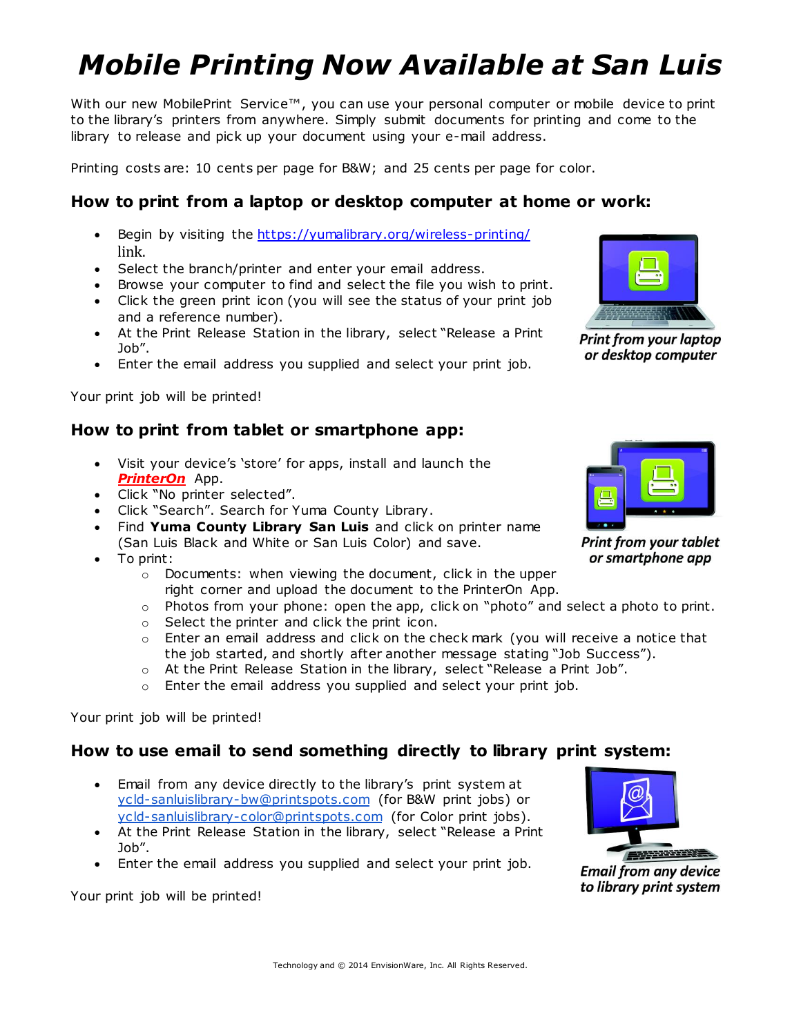# *Mobile Printing Now Available at San Luis*

With our new MobilePrint Service™, you can use your personal computer or mobile device to print to the library's printers from anywhere. Simply submit documents for printing and come to the library to release and pick up your document using your e-mail address.

Printing costs are: 10 cents per page for B&W; and 25 cents per page for color.

## How to print from a laptop or desktop computer at home or work:

- Begin by visiting the https://yumalibrary.org/wireless-printing/ link.
- Select the branch/printer and enter your email address.
- Browse your computer to find and select the file you wish to print.
- Click the green print icon (you will see the status of your print job and a reference number).
- At the Print Release Station in the library, select "Release a Print Job".
- Enter the email address you supplied and select your print job.

*Print from your laptop or desktop computer*

Your print job will be printed!

## How to print from tablet or smartphone app:

- Visit your device's 'store' for apps, install and launch the ***PrinterOn*** App.
- Click "No printer selected".
- Click "Search". Search for Yuma County Library.
- Find **Yuma County Library San Luis** and click on printer name (San Luis Black and White or San Luis Color) and save.
- To print:
  - Documents: when viewing the document, click in the upper right corner and upload the document to the PrinterOn App.
  - Photos from your phone: open the app, click on "photo" and select a photo to print.
  - Select the printer and click the print icon.
  - Enter an email address and click on the check mark (you will receive a notice that the job started, and shortly after another message stating "Job Success").
  - At the Print Release Station in the library, select "Release a Print Job".
  - Enter the email address you supplied and select your print job.

*Print from your tablet or smartphone app*

Your print job will be printed!

## How to use email to send something directly to library print system:

- Email from any device directly to the library's print system at ycld-sanluislibrary-bw@printspots.com (for B&W print jobs) or ycld-sanluislibrary-color@printspots.com (for Color print jobs).
- At the Print Release Station in the library, select "Release a Print Job".
- Enter the email address you supplied and select your print job.

*Email from any device to library print system*

Your print job will be printed!

Technology and © 2014 EnvisionWare, Inc. All Rights Reserved.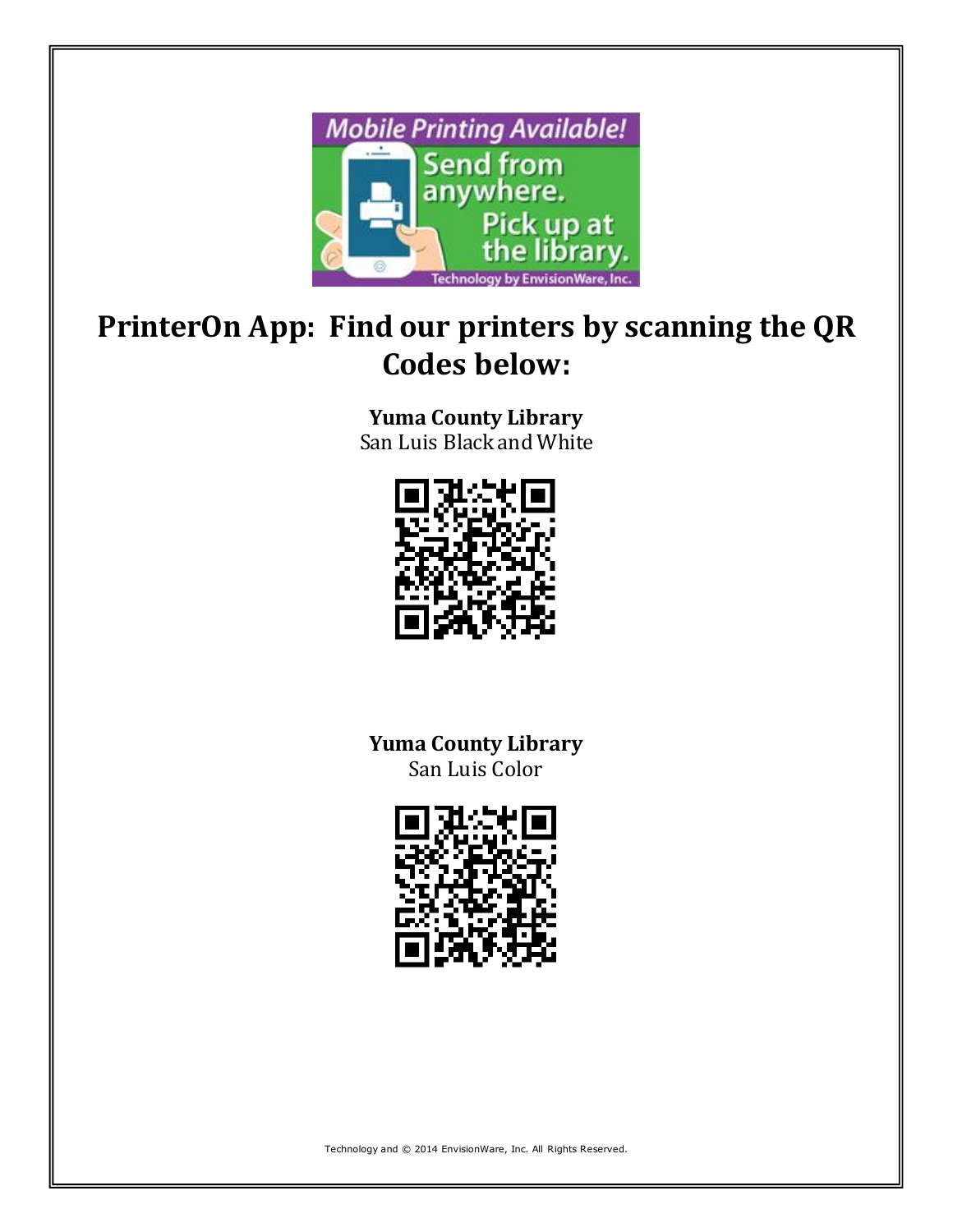Mobile Printing Available!

Send from anywhere.

Pick up at the library.

Technology by EnvisionWare, Inc.

# PrinterOn App: Find our printers by scanning the QR Codes below:

**Yuma County Library**
San Luis Black and White

**Yuma County Library**
San Luis Color

Technology and © 2014 EnvisionWare, Inc. All Rights Reserved.